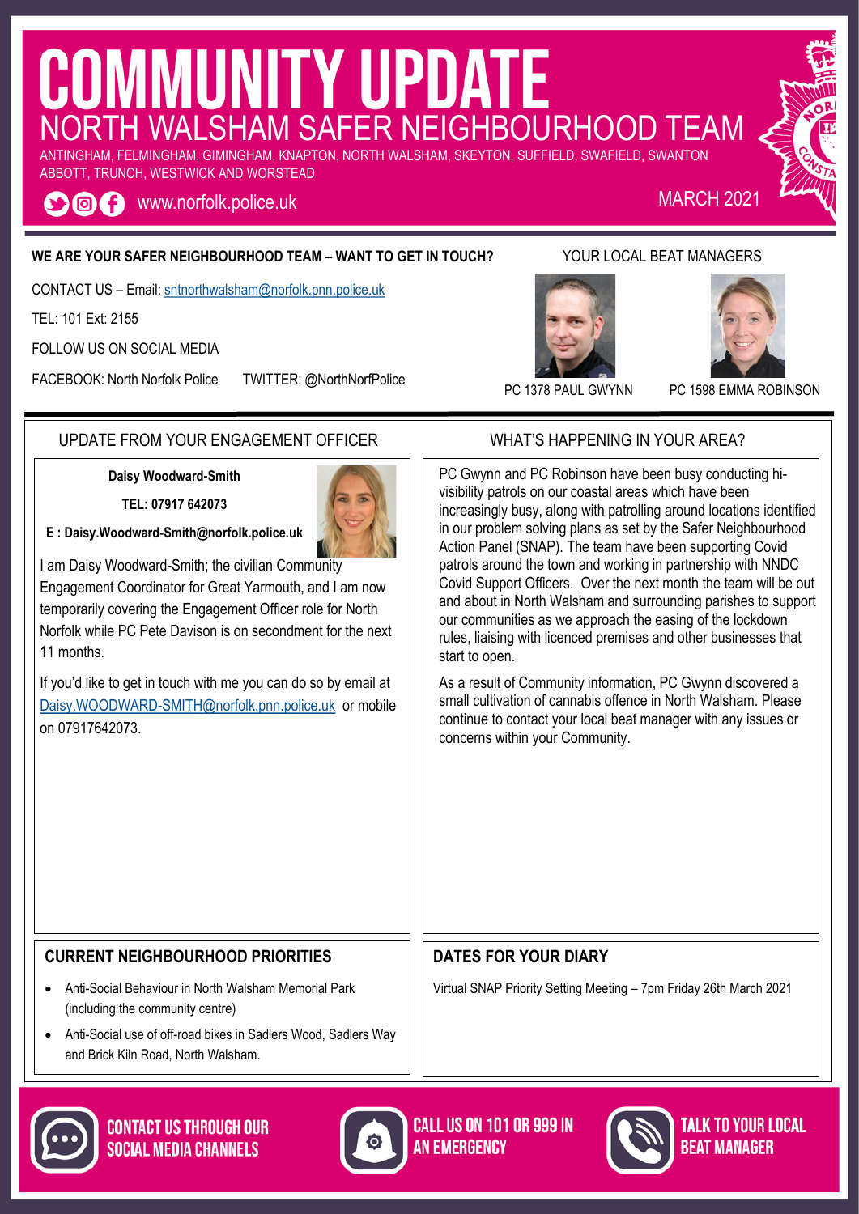# COMMUNITY UPDATE

## NORTH WALSHAM SAFER NEIGHBOURHOOD TEAM

ANTINGHAM, FELMINGHAM, GIMINGHAM, KNAPTON, NORTH WALSHAM, SKEYTON, SUFFIELD, SWAFIELD, SWANTON ABBOTT, TRUNCH, WESTWICK AND WORSTEAD

www.norfolk.police.uk

MARCH 2021

**WE ARE YOUR SAFER NEIGHBOURHOOD TEAM – WANT TO GET IN TOUCH?**

CONTACT US – Email: sntnorthwalsham@norfolk.pnn.police.uk

TEL: 101 Ext: 2155

FOLLOW US ON SOCIAL MEDIA

FACEBOOK: North Norfolk Police TWITTER: @NorthNorfPolice

YOUR LOCAL BEAT MANAGERS

PC 1378 PAUL GWYNN

PC 1598 EMMA ROBINSON

## UPDATE FROM YOUR ENGAGEMENT OFFICER

**Daisy Woodward-Smith**

**TEL: 07917 642073**

**E : Daisy.Woodward-Smith@norfolk.police.uk**

I am Daisy Woodward-Smith; the civilian Community Engagement Coordinator for Great Yarmouth, and I am now temporarily covering the Engagement Officer role for North Norfolk while PC Pete Davison is on secondment for the next 11 months.

If you'd like to get in touch with me you can do so by email at Daisy.WOODWARD-SMITH@norfolk.pnn.police.uk or mobile on 07917642073.

## WHAT'S HAPPENING IN YOUR AREA?

PC Gwynn and PC Robinson have been busy conducting hi-visibility patrols on our coastal areas which have been increasingly busy, along with patrolling around locations identified in our problem solving plans as set by the Safer Neighbourhood Action Panel (SNAP). The team have been supporting Covid patrols around the town and working in partnership with NNDC Covid Support Officers. Over the next month the team will be out and about in North Walsham and surrounding parishes to support our communities as we approach the easing of the lockdown rules, liaising with licenced premises and other businesses that start to open.

As a result of Community information, PC Gwynn discovered a small cultivation of cannabis offence in North Walsham. Please continue to contact your local beat manager with any issues or concerns within your Community.

## CURRENT NEIGHBOURHOOD PRIORITIES

- Anti-Social Behaviour in North Walsham Memorial Park (including the community centre)
- Anti-Social use of off-road bikes in Sadlers Wood, Sadlers Way and Brick Kiln Road, North Walsham.

## DATES FOR YOUR DIARY

Virtual SNAP Priority Setting Meeting – 7pm Friday 26th March 2021

**CONTACT US THROUGH OUR SOCIAL MEDIA CHANNELS**

**CALL US ON 101 OR 999 IN AN EMERGENCY**

**TALK TO YOUR LOCAL BEAT MANAGER**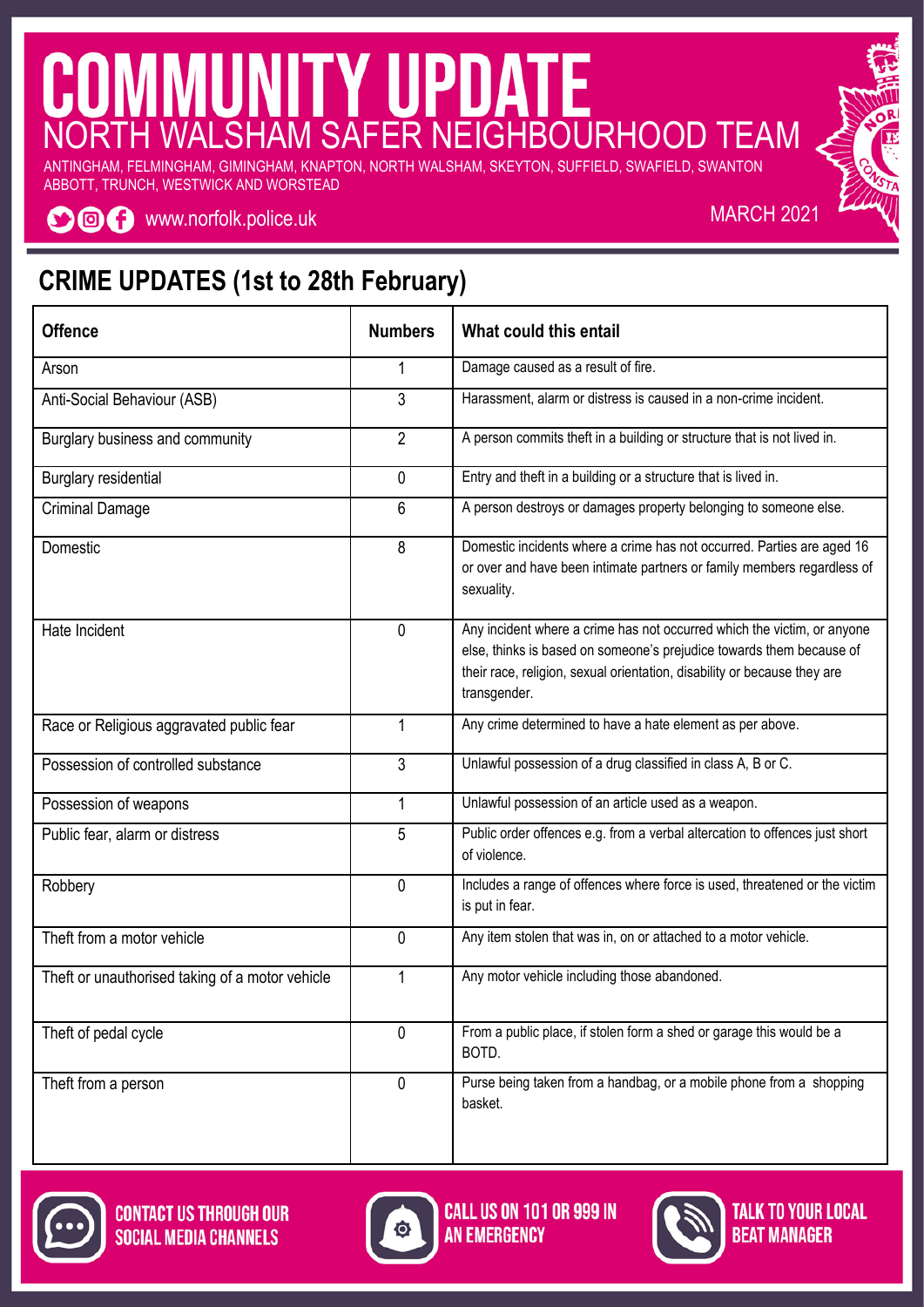# COMMUNITY UPDATE

## NORTH WALSHAM SAFER NEIGHBOURHOOD TEAM

ANTINGHAM, FELMINGHAM, GIMINGHAM, KNAPTON, NORTH WALSHAM, SKEYTON, SUFFIELD, SWAFIELD, SWANTON ABBOTT, TRUNCH, WESTWICK AND WORSTEAD

www.norfolk.police.uk

MARCH 2021

## CRIME UPDATES (1st to 28th February)

| Offence | Numbers | What could this entail |
|---|---|---|
| Arson | 1 | Damage caused as a result of fire. |
| Anti-Social Behaviour (ASB) | 3 | Harassment, alarm or distress is caused in a non-crime incident. |
| Burglary business and community | 2 | A person commits theft in a building or structure that is not lived in. |
| Burglary residential | 0 | Entry and theft in a building or a structure that is lived in. |
| Criminal Damage | 6 | A person destroys or damages property belonging to someone else. |
| Domestic | 8 | Domestic incidents where a crime has not occurred. Parties are aged 16 or over and have been intimate partners or family members regardless of sexuality. |
| Hate Incident | 0 | Any incident where a crime has not occurred which the victim, or anyone else, thinks is based on someone's prejudice towards them because of their race, religion, sexual orientation, disability or because they are transgender. |
| Race or Religious aggravated public fear | 1 | Any crime determined to have a hate element as per above. |
| Possession of controlled substance | 3 | Unlawful possession of a drug classified in class A, B or C. |
| Possession of weapons | 1 | Unlawful possession of an article used as a weapon. |
| Public fear, alarm or distress | 5 | Public order offences e.g. from a verbal altercation to offences just short of violence. |
| Robbery | 0 | Includes a range of offences where force is used, threatened or the victim is put in fear. |
| Theft from a motor vehicle | 0 | Any item stolen that was in, on or attached to a motor vehicle. |
| Theft or unauthorised taking of a motor vehicle | 1 | Any motor vehicle including those abandoned. |
| Theft of pedal cycle | 0 | From a public place, if stolen form a shed or garage this would be a BOTD. |
| Theft from a person | 0 | Purse being taken from a handbag, or a mobile phone from a shopping basket. |

CONTACT US THROUGH OUR SOCIAL MEDIA CHANNELS

CALL US ON 101 OR 999 IN AN EMERGENCY

TALK TO YOUR LOCAL BEAT MANAGER